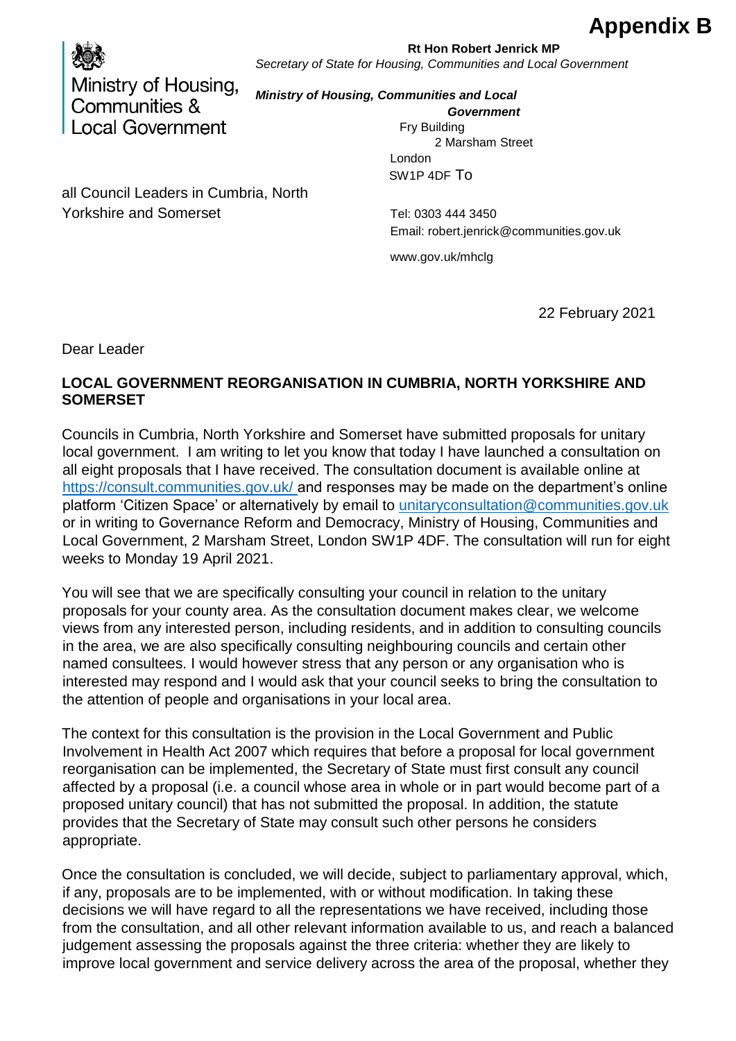**Appendix B**

Ministry of Housing, Communities & Local Government

**Rt Hon Robert Jenrick MP**
*Secretary of State for Housing, Communities and Local Government*

***Ministry of Housing, Communities and Local Government***
Fry Building
2 Marsham Street
London
SW1P 4DF

To all Council Leaders in Cumbria, North Yorkshire and Somerset

Tel: 0303 444 3450
Email: robert.jenrick@communities.gov.uk

www.gov.uk/mhclg

22 February 2021

Dear Leader

**LOCAL GOVERNMENT REORGANISATION IN CUMBRIA, NORTH YORKSHIRE AND SOMERSET**

Councils in Cumbria, North Yorkshire and Somerset have submitted proposals for unitary local government. I am writing to let you know that today I have launched a consultation on all eight proposals that I have received. The consultation document is available online at [https://consult.communities.gov.uk/](https://consult.communities.gov.uk/) and responses may be made on the department's online platform 'Citizen Space' or alternatively by email to [unitaryconsultation@communities.gov.uk](mailto:unitaryconsultation@communities.gov.uk) or in writing to Governance Reform and Democracy, Ministry of Housing, Communities and Local Government, 2 Marsham Street, London SW1P 4DF. The consultation will run for eight weeks to Monday 19 April 2021.

You will see that we are specifically consulting your council in relation to the unitary proposals for your county area. As the consultation document makes clear, we welcome views from any interested person, including residents, and in addition to consulting councils in the area, we are also specifically consulting neighbouring councils and certain other named consultees. I would however stress that any person or any organisation who is interested may respond and I would ask that your council seeks to bring the consultation to the attention of people and organisations in your local area.

The context for this consultation is the provision in the Local Government and Public Involvement in Health Act 2007 which requires that before a proposal for local government reorganisation can be implemented, the Secretary of State must first consult any council affected by a proposal (i.e. a council whose area in whole or in part would become part of a proposed unitary council) that has not submitted the proposal. In addition, the statute provides that the Secretary of State may consult such other persons he considers appropriate.

Once the consultation is concluded, we will decide, subject to parliamentary approval, which, if any, proposals are to be implemented, with or without modification. In taking these decisions we will have regard to all the representations we have received, including those from the consultation, and all other relevant information available to us, and reach a balanced judgement assessing the proposals against the three criteria: whether they are likely to improve local government and service delivery across the area of the proposal, whether they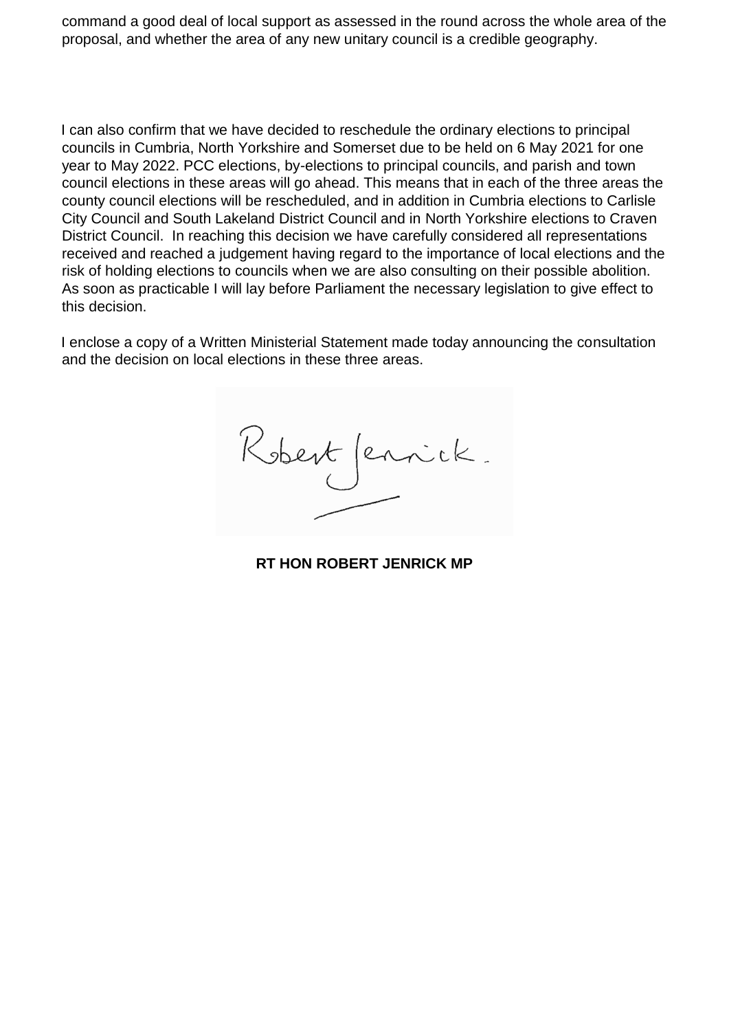command a good deal of local support as assessed in the round across the whole area of the proposal, and whether the area of any new unitary council is a credible geography.

I can also confirm that we have decided to reschedule the ordinary elections to principal councils in Cumbria, North Yorkshire and Somerset due to be held on 6 May 2021 for one year to May 2022. PCC elections, by-elections to principal councils, and parish and town council elections in these areas will go ahead. This means that in each of the three areas the county council elections will be rescheduled, and in addition in Cumbria elections to Carlisle City Council and South Lakeland District Council and in North Yorkshire elections to Craven District Council. In reaching this decision we have carefully considered all representations received and reached a judgement having regard to the importance of local elections and the risk of holding elections to councils when we are also consulting on their possible abolition. As soon as practicable I will lay before Parliament the necessary legislation to give effect to this decision.

I enclose a copy of a Written Ministerial Statement made today announcing the consultation and the decision on local elections in these three areas.

Robert Jenrick.

**RT HON ROBERT JENRICK MP**